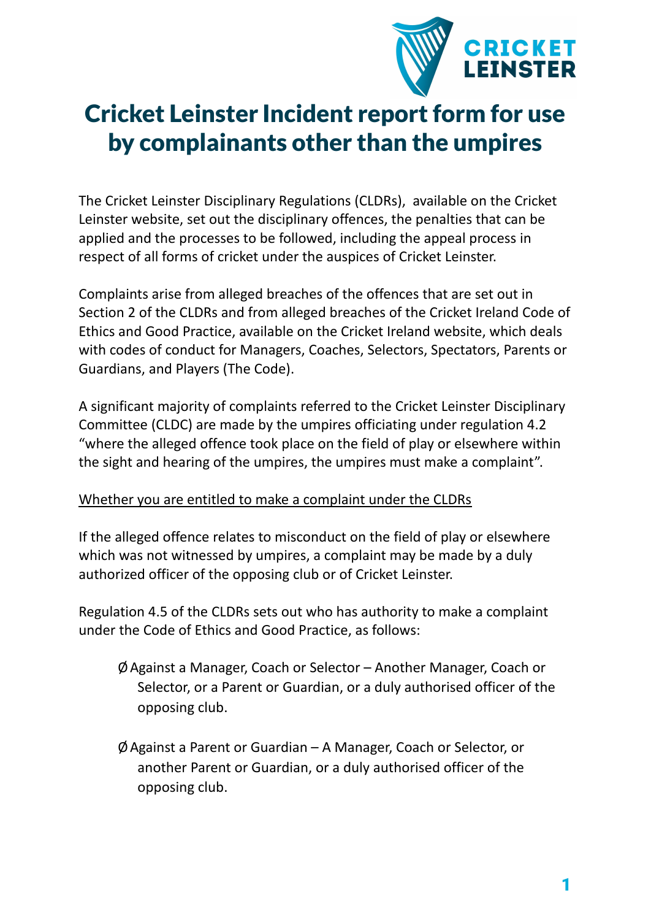# Cricket Leinster Incident report form for use by complainants other than the umpires

The Cricket Leinster Disciplinary Regulations (CLDRs), available on the Cricket Leinster website, set out the disciplinary offences, the penalties that can be applied and the processes to be followed, including the appeal process in respect of all forms of cricket under the auspices of Cricket Leinster.

Complaints arise from alleged breaches of the offences that are set out in Section 2 of the CLDRs and from alleged breaches of the Cricket Ireland Code of Ethics and Good Practice, available on the Cricket Ireland website, which deals with codes of conduct for Managers, Coaches, Selectors, Spectators, Parents or Guardians, and Players (The Code).

A significant majority of complaints referred to the Cricket Leinster Disciplinary Committee (CLDC) are made by the umpires officiating under regulation 4.2 "where the alleged offence took place on the field of play or elsewhere within the sight and hearing of the umpires, the umpires must make a complaint".

<u>Whether you are entitled to make a complaint under the CLDRs</u>

If the alleged offence relates to misconduct on the field of play or elsewhere which was not witnessed by umpires, a complaint may be made by a duly authorized officer of the opposing club or of Cricket Leinster.

Regulation 4.5 of the CLDRs sets out who has authority to make a complaint under the Code of Ethics and Good Practice, as follows:

- Against a Manager, Coach or Selector – Another Manager, Coach or Selector, or a Parent or Guardian, or a duly authorised officer of the opposing club.
- Against a Parent or Guardian – A Manager, Coach or Selector, or another Parent or Guardian, or a duly authorised officer of the opposing club.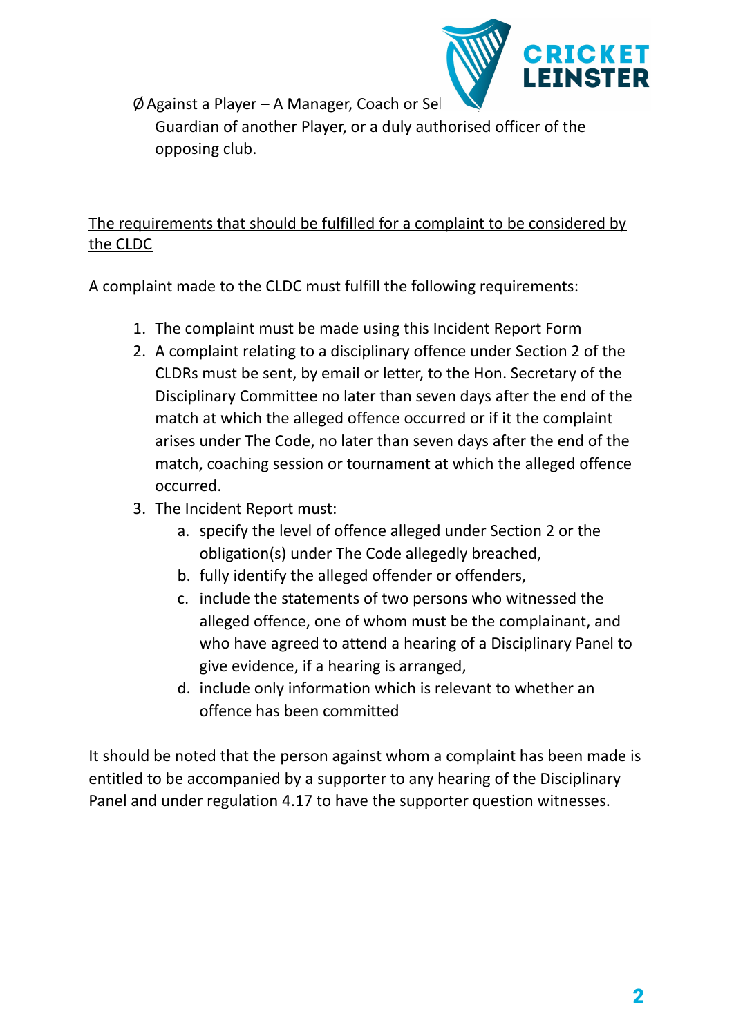- Against a Player – A Manager, Coach or Sel Guardian of another Player, or a duly authorised officer of the opposing club.

<u>The requirements that should be fulfilled for a complaint to be considered by the CLDC</u>

A complaint made to the CLDC must fulfill the following requirements:

1. The complaint must be made using this Incident Report Form
2. A complaint relating to a disciplinary offence under Section 2 of the CLDRs must be sent, by email or letter, to the Hon. Secretary of the Disciplinary Committee no later than seven days after the end of the match at which the alleged offence occurred or if it the complaint arises under The Code, no later than seven days after the end of the match, coaching session or tournament at which the alleged offence occurred.
3. The Incident Report must:
    a. specify the level of offence alleged under Section 2 or the obligation(s) under The Code allegedly breached,
    b. fully identify the alleged offender or offenders,
    c. include the statements of two persons who witnessed the alleged offence, one of whom must be the complainant, and who have agreed to attend a hearing of a Disciplinary Panel to give evidence, if a hearing is arranged,
    d. include only information which is relevant to whether an offence has been committed

It should be noted that the person against whom a complaint has been made is entitled to be accompanied by a supporter to any hearing of the Disciplinary Panel and under regulation 4.17 to have the supporter question witnesses.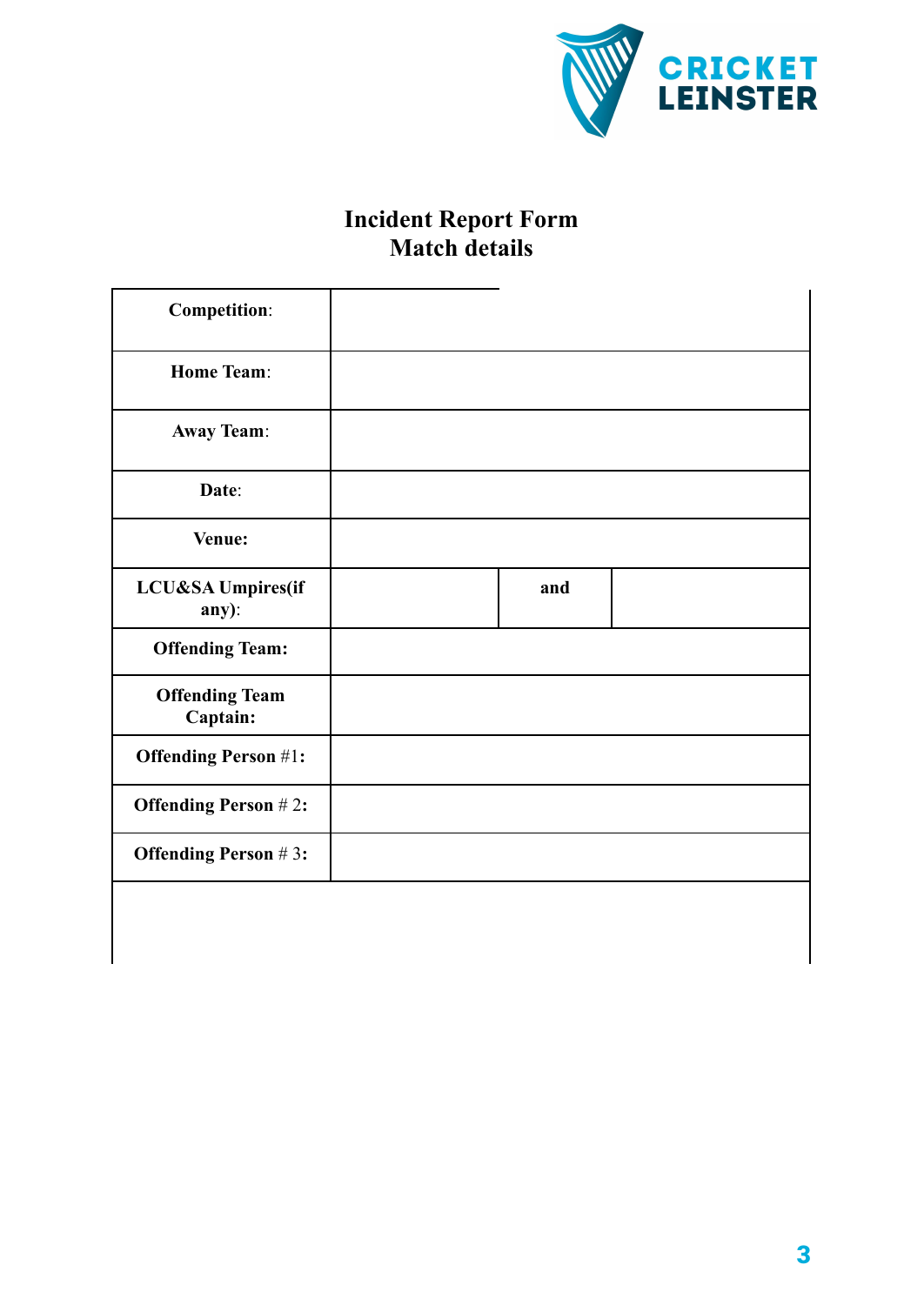# Incident Report Form
## Match details

| | | | |
|---|---|---|---|
| **Competition**: | | | |
| **Home Team**: | | | |
| **Away Team**: | | | |
| **Date**: | | | |
| **Venue:** | | | |
| **LCU&SA Umpires(if any)**: | | **and** | |
| **Offending Team:** | | | |
| **Offending Team Captain:** | | | |
| **Offending Person** #1**:** | | | |
| **Offending Person** # 2**:** | | | |
| **Offending Person** # 3**:** | | | |
| | | | |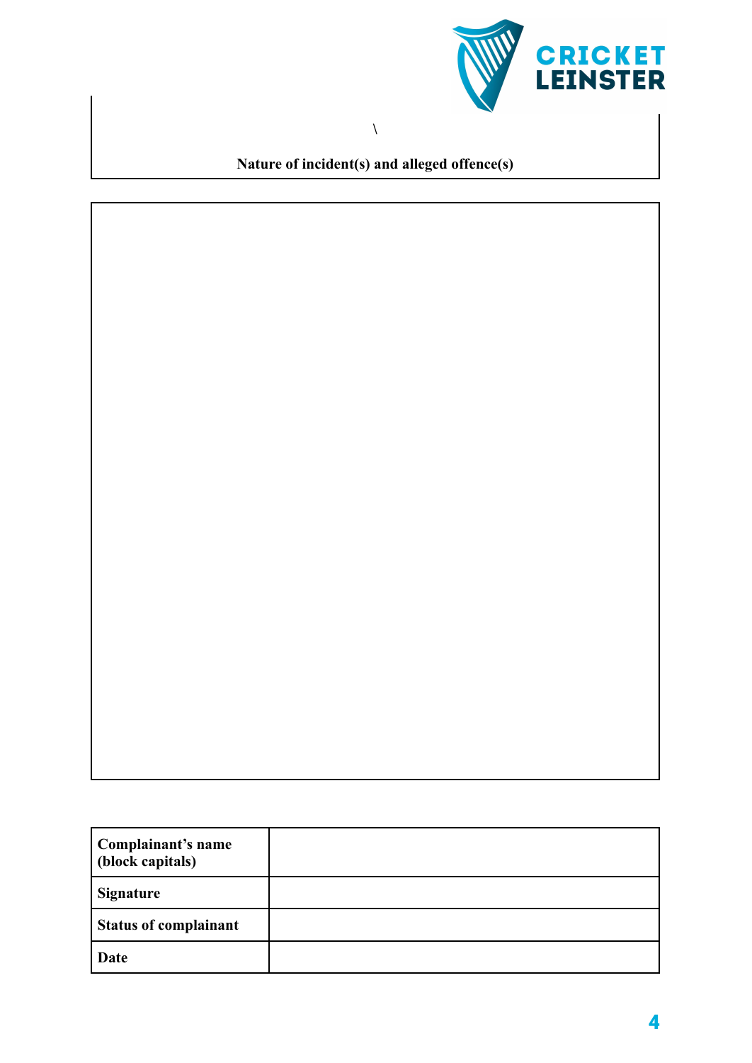\

**Nature of incident(s) and alleged offence(s)**

| | |
|---|---|
| **Complainant's name (block capitals)** | |
| **Signature** | |
| **Status of complainant** | |
| **Date** | |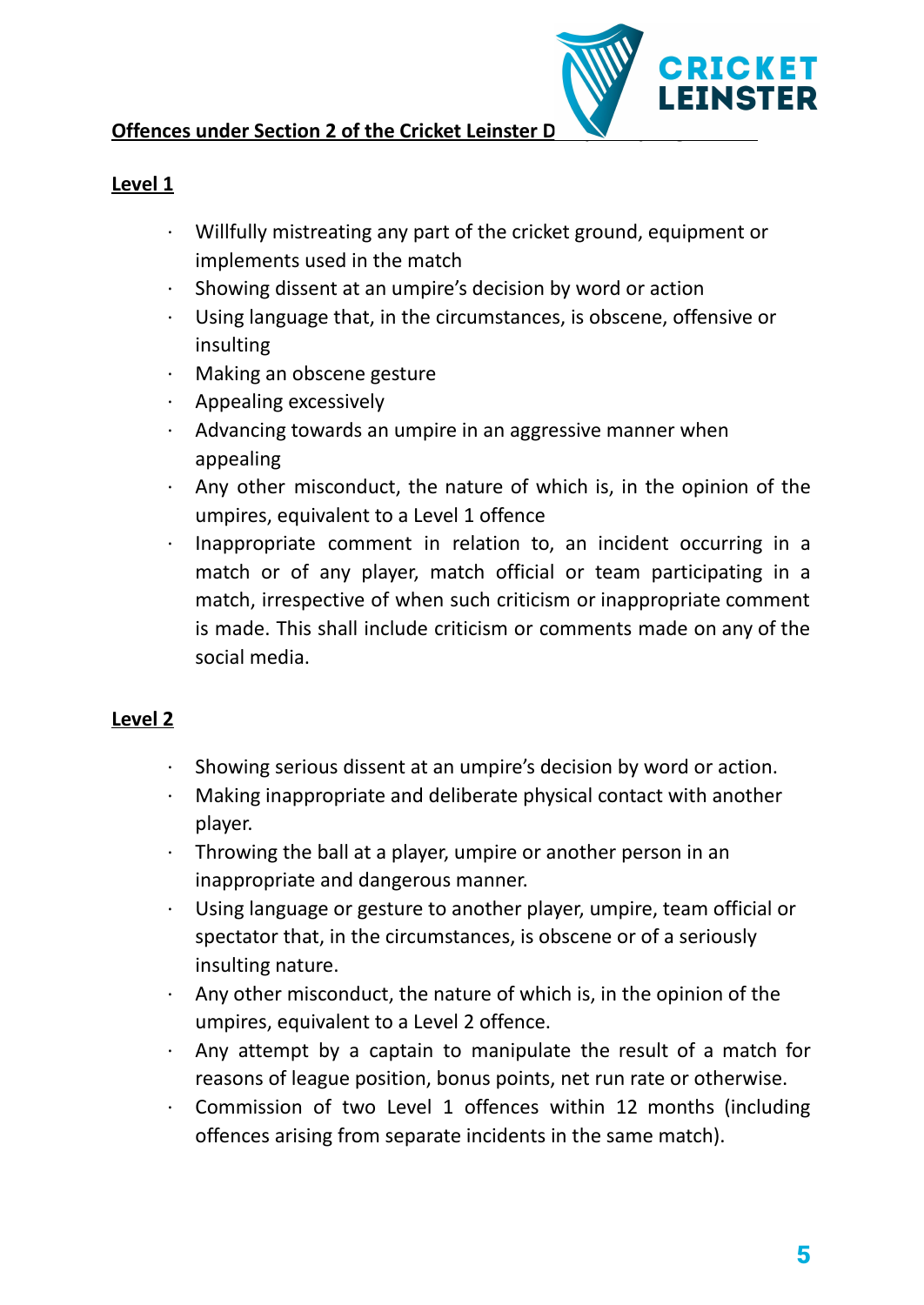**Offences under Section 2 of the Cricket Leinster D**

**Level 1**

- Willfully mistreating any part of the cricket ground, equipment or implements used in the match
- Showing dissent at an umpire's decision by word or action
- Using language that, in the circumstances, is obscene, offensive or insulting
- Making an obscene gesture
- Appealing excessively
- Advancing towards an umpire in an aggressive manner when appealing
- Any other misconduct, the nature of which is, in the opinion of the umpires, equivalent to a Level 1 offence
- Inappropriate comment in relation to, an incident occurring in a match or of any player, match official or team participating in a match, irrespective of when such criticism or inappropriate comment is made. This shall include criticism or comments made on any of the social media.

**Level 2**

- Showing serious dissent at an umpire's decision by word or action.
- Making inappropriate and deliberate physical contact with another player.
- Throwing the ball at a player, umpire or another person in an inappropriate and dangerous manner.
- Using language or gesture to another player, umpire, team official or spectator that, in the circumstances, is obscene or of a seriously insulting nature.
- Any other misconduct, the nature of which is, in the opinion of the umpires, equivalent to a Level 2 offence.
- Any attempt by a captain to manipulate the result of a match for reasons of league position, bonus points, net run rate or otherwise.
- Commission of two Level 1 offences within 12 months (including offences arising from separate incidents in the same match).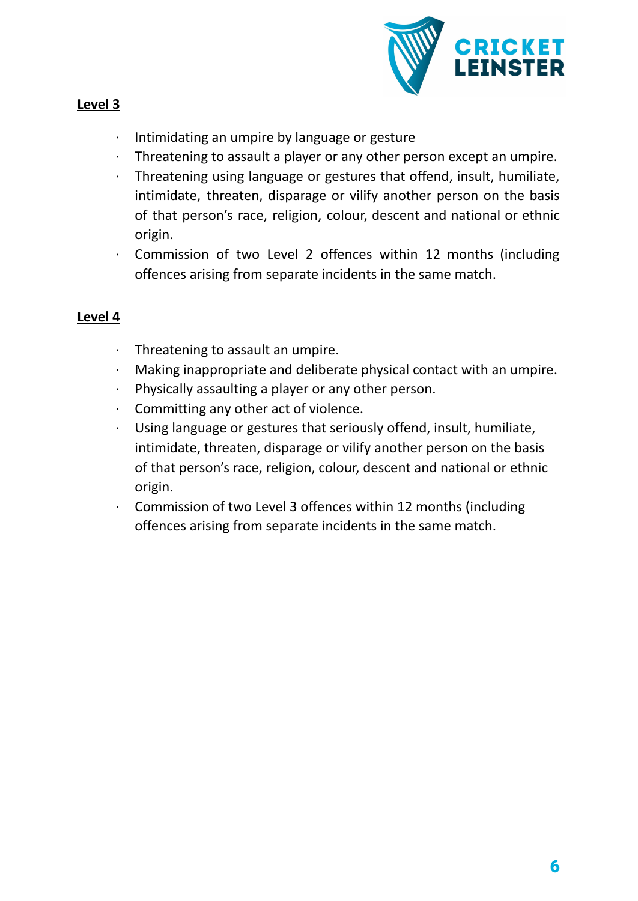**Level 3**

- Intimidating an umpire by language or gesture
- Threatening to assault a player or any other person except an umpire.
- Threatening using language or gestures that offend, insult, humiliate, intimidate, threaten, disparage or vilify another person on the basis of that person's race, religion, colour, descent and national or ethnic origin.
- Commission of two Level 2 offences within 12 months (including offences arising from separate incidents in the same match.

**Level 4**

- Threatening to assault an umpire.
- Making inappropriate and deliberate physical contact with an umpire.
- Physically assaulting a player or any other person.
- Committing any other act of violence.
- Using language or gestures that seriously offend, insult, humiliate, intimidate, threaten, disparage or vilify another person on the basis of that person's race, religion, colour, descent and national or ethnic origin.
- Commission of two Level 3 offences within 12 months (including offences arising from separate incidents in the same match.